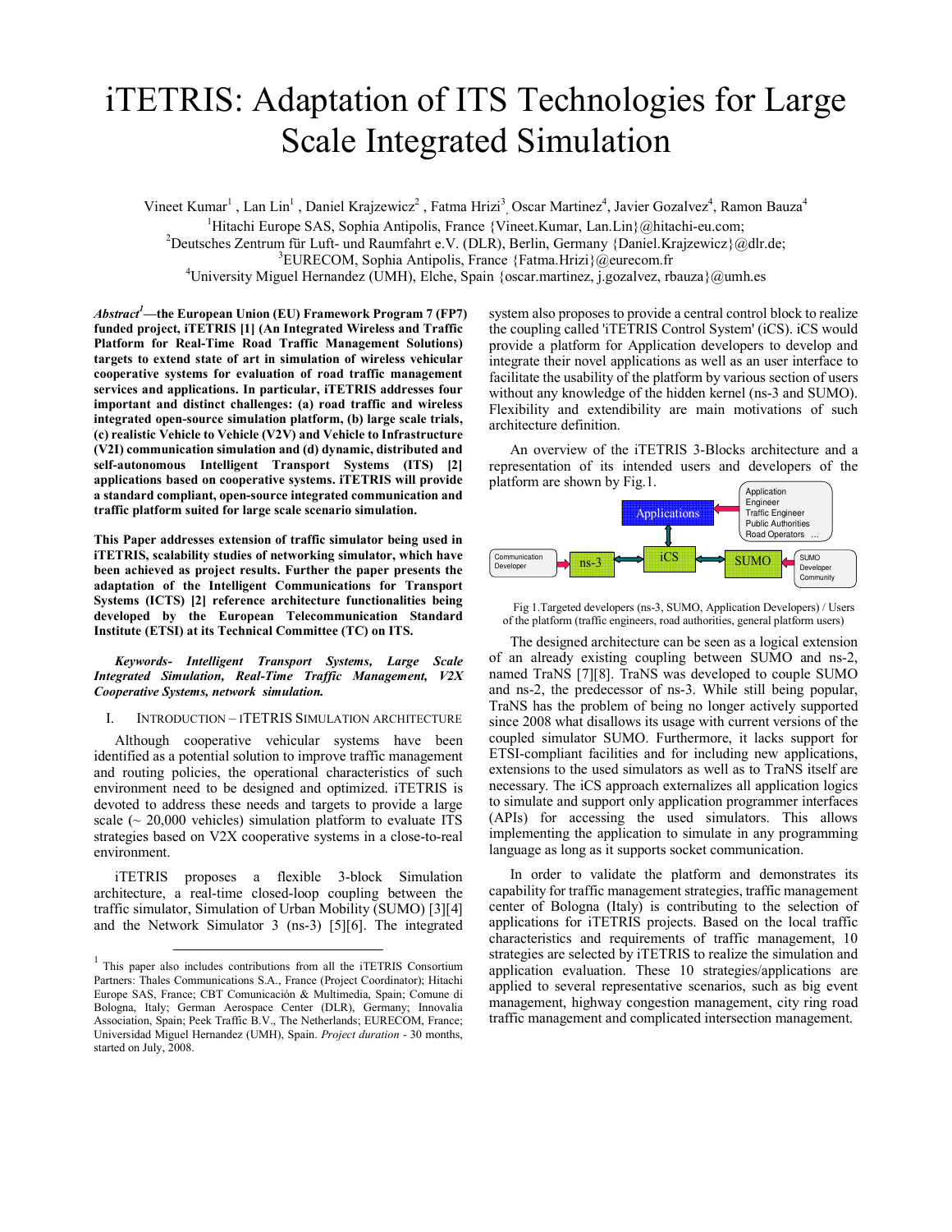# iTETRIS: Adaptation of ITS Technologies for Large Scale Integrated Simulation

Vineet Kumar[1], Lan Lin[1], Daniel Krajzewicz[2], Fatma Hrizi[3], Oscar Martinez[4], Javier Gozalvez[4], Ramon Bauza[4]

[1]Hitachi Europe SAS, Sophia Antipolis, France {Vineet.Kumar, Lan.Lin}@hitachi-eu.com;

[2]Deutsches Zentrum für Luft- und Raumfahrt e.V. (DLR), Berlin, Germany {Daniel.Krajzewicz}@dlr.de;

[3]EURECOM, Sophia Antipolis, France {Fatma.Hrizi}@eurecom.fr

[4]University Miguel Hernandez (UMH), Elche, Spain {oscar.martinez, j.gozalvez, rbauza}@umh.es

***Abstract[1]*—the European Union (EU) Framework Program 7 (FP7) funded project, iTETRIS [1] (An Integrated Wireless and Traffic Platform for Real-Time Road Traffic Management Solutions) targets to extend state of art in simulation of wireless vehicular cooperative systems for evaluation of road traffic management services and applications. In particular, iTETRIS addresses four important and distinct challenges: (a) road traffic and wireless integrated open-source simulation platform, (b) large scale trials, (c) realistic Vehicle to Vehicle (V2V) and Vehicle to Infrastructure (V2I) communication simulation and (d) dynamic, distributed and self-autonomous Intelligent Transport Systems (ITS) [2] applications based on cooperative systems. iTETRIS will provide a standard compliant, open-source integrated communication and traffic platform suited for large scale scenario simulation.**

**This Paper addresses extension of traffic simulator being used in iTETRIS, scalability studies of networking simulator, which have been achieved as project results. Further the paper presents the adaptation of the Intelligent Communications for Transport Systems (ICTS) [2] reference architecture functionalities being developed by the European Telecommunication Standard Institute (ETSI) at its Technical Committee (TC) on ITS.**

***Keywords- Intelligent Transport Systems, Large Scale Integrated Simulation, Real-Time Traffic Management, V2X Cooperative Systems, network simulation.***

## I. Introduction – iTETRIS Simulation Architecture

Although cooperative vehicular systems have been identified as a potential solution to improve traffic management and routing policies, the operational characteristics of such environment need to be designed and optimized. iTETRIS is devoted to address these needs and targets to provide a large scale (~ 20,000 vehicles) simulation platform to evaluate ITS strategies based on V2X cooperative systems in a close-to-real environment.

iTETRIS proposes a flexible 3-block Simulation architecture, a real-time closed-loop coupling between the traffic simulator, Simulation of Urban Mobility (SUMO) [3][4] and the Network Simulator 3 (ns-3) [5][6]. The integrated system also proposes to provide a central control block to realize the coupling called 'iTETRIS Control System' (iCS). iCS would provide a platform for Application developers to develop and integrate their novel applications as well as an user interface to facilitate the usability of the platform by various section of users without any knowledge of the hidden kernel (ns-3 and SUMO). Flexibility and extendibility are main motivations of such architecture definition.

An overview of the iTETRIS 3-Blocks architecture and a representation of its intended users and developers of the platform are shown by Fig.1.

Application Engineer, Traffic Engineer, Public Authorities, Road Operators … → Applications ↔ iCS; Communication Developer → ns-3 ↔ iCS ↔ SUMO ← SUMO Developer Community

Fig 1.Targeted developers (ns-3, SUMO, Application Developers) / Users of the platform (traffic engineers, road authorities, general platform users)

The designed architecture can be seen as a logical extension of an already existing coupling between SUMO and ns-2, named TraNS [7][8]. TraNS was developed to couple SUMO and ns-2, the predecessor of ns-3. While still being popular, TraNS has the problem of being no longer actively supported since 2008 what disallows its usage with current versions of the coupled simulator SUMO. Furthermore, it lacks support for ETSI-compliant facilities and for including new applications, extensions to the used simulators as well as to TraNS itself are necessary. The iCS approach externalizes all application logics to simulate and support only application programmer interfaces (APIs) for accessing the used simulators. This allows implementing the application to simulate in any programming language as long as it supports socket communication.

In order to validate the platform and demonstrates its capability for traffic management strategies, traffic management center of Bologna (Italy) is contributing to the selection of applications for iTETRIS projects. Based on the local traffic characteristics and requirements of traffic management, 10 strategies are selected by iTETRIS to realize the simulation and application evaluation. These 10 strategies/applications are applied to several representative scenarios, such as big event management, highway congestion management, city ring road traffic management and complicated intersection management.

---

[1] This paper also includes contributions from all the iTETRIS Consortium Partners: Thales Communications S.A., France (Project Coordinator); Hitachi Europe SAS, France; CBT Comunicación & Multimedia, Spain; Comune di Bologna, Italy; German Aerospace Center (DLR), Germany; Innovalia Association, Spain; Peek Traffic B.V., The Netherlands; EURECOM, France; Universidad Miguel Hernandez (UMH), Spain. *Project duration* - 30 months, started on July, 2008.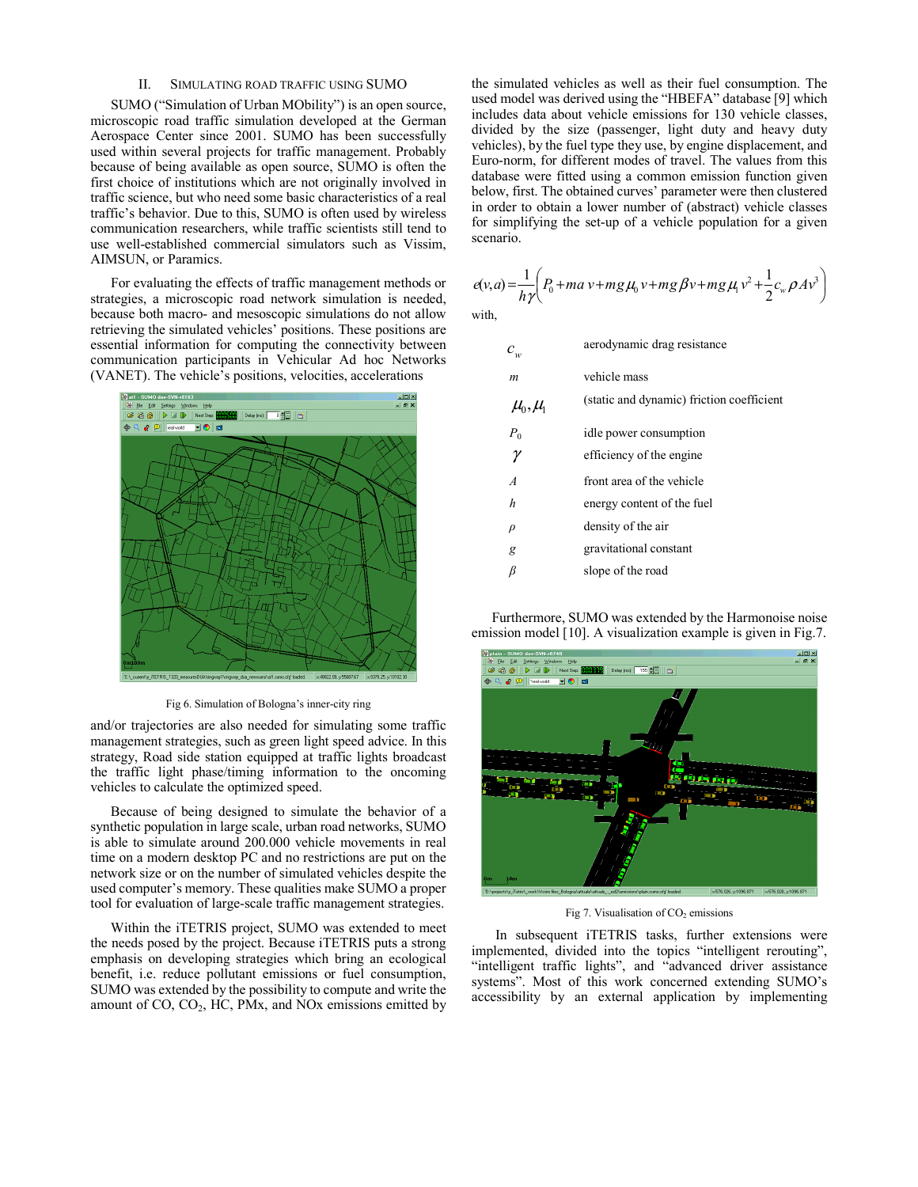## II. Simulating Road Traffic Using SUMO

SUMO ("Simulation of Urban MObility") is an open source, microscopic road traffic simulation developed at the German Aerospace Center since 2001. SUMO has been successfully used within several projects for traffic management. Probably because of being available as open source, SUMO is often the first choice of institutions which are not originally involved in traffic science, but who need some basic characteristics of a real traffic's behavior. Due to this, SUMO is often used by wireless communication researchers, while traffic scientists still tend to use well-established commercial simulators such as Vissim, AIMSUN, or Paramics.

For evaluating the effects of traffic management methods or strategies, a microscopic road network simulation is needed, because both macro- and mesoscopic simulations do not allow retrieving the simulated vehicles' positions. These positions are essential information for computing the connectivity between communication participants in Vehicular Ad hoc Networks (VANET). The vehicle's positions, velocities, accelerations and/or trajectories are also needed for simulating some traffic management strategies, such as green light speed advice. In this strategy, Road side station equipped at traffic lights broadcast the traffic light phase/timing information to the oncoming vehicles to calculate the optimized speed.

Fig 6. Simulation of Bologna's inner-city ring

Because of being designed to simulate the behavior of a synthetic population in large scale, urban road networks, SUMO is able to simulate around 200.000 vehicle movements in real time on a modern desktop PC and no restrictions are put on the network size or on the number of simulated vehicles despite the used computer's memory. These qualities make SUMO a proper tool for evaluation of large-scale traffic management strategies.

Within the iTETRIS project, SUMO was extended to meet the needs posed by the project. Because iTETRIS puts a strong emphasis on developing strategies which bring an ecological benefit, i.e. reduce pollutant emissions or fuel consumption, SUMO was extended by the possibility to compute and write the amount of CO, $CO_2$, HC, PMx, and NOx emissions emitted by the simulated vehicles as well as their fuel consumption. The used model was derived using the "HBEFA" database [9] which includes data about vehicle emissions for 130 vehicle classes, divided by the size (passenger, light duty and heavy duty vehicles), by the fuel type they use, by engine displacement, and Euro-norm, for different modes of travel. The values from this database were fitted using a common emission function given below, first. The obtained curves' parameter were then clustered in order to obtain a lower number of (abstract) vehicle classes for simplifying the set-up of a vehicle population for a given scenario.

$$e(v,a) = \frac{1}{h\gamma}\left(P_0 + ma\,v + mg\mu_0 v + mg\beta v + mg\mu_1 v^2 + \frac{1}{2}c_w \rho A v^3\right)$$

with,

| | |
|---|---|
| $c_w$ | aerodynamic drag resistance |
| $m$ | vehicle mass |
| $\mu_0, \mu_1$ | (static and dynamic) friction coefficient |
| $P_0$ | idle power consumption |
| $\gamma$ | efficiency of the engine |
| $A$ | front area of the vehicle |
| $h$ | energy content of the fuel |
| $\rho$ | density of the air |
| $g$ | gravitational constant |
| $\beta$ | slope of the road |

Furthermore, SUMO was extended by the Harmonoise noise emission model [10]. A visualization example is given in Fig.7.

Fig 7. Visualisation of $CO_2$ emissions

In subsequent iTETRIS tasks, further extensions were implemented, divided into the topics "intelligent rerouting", "intelligent traffic lights", and "advanced driver assistance systems". Most of this work concerned extending SUMO's accessibility by an external application by implementing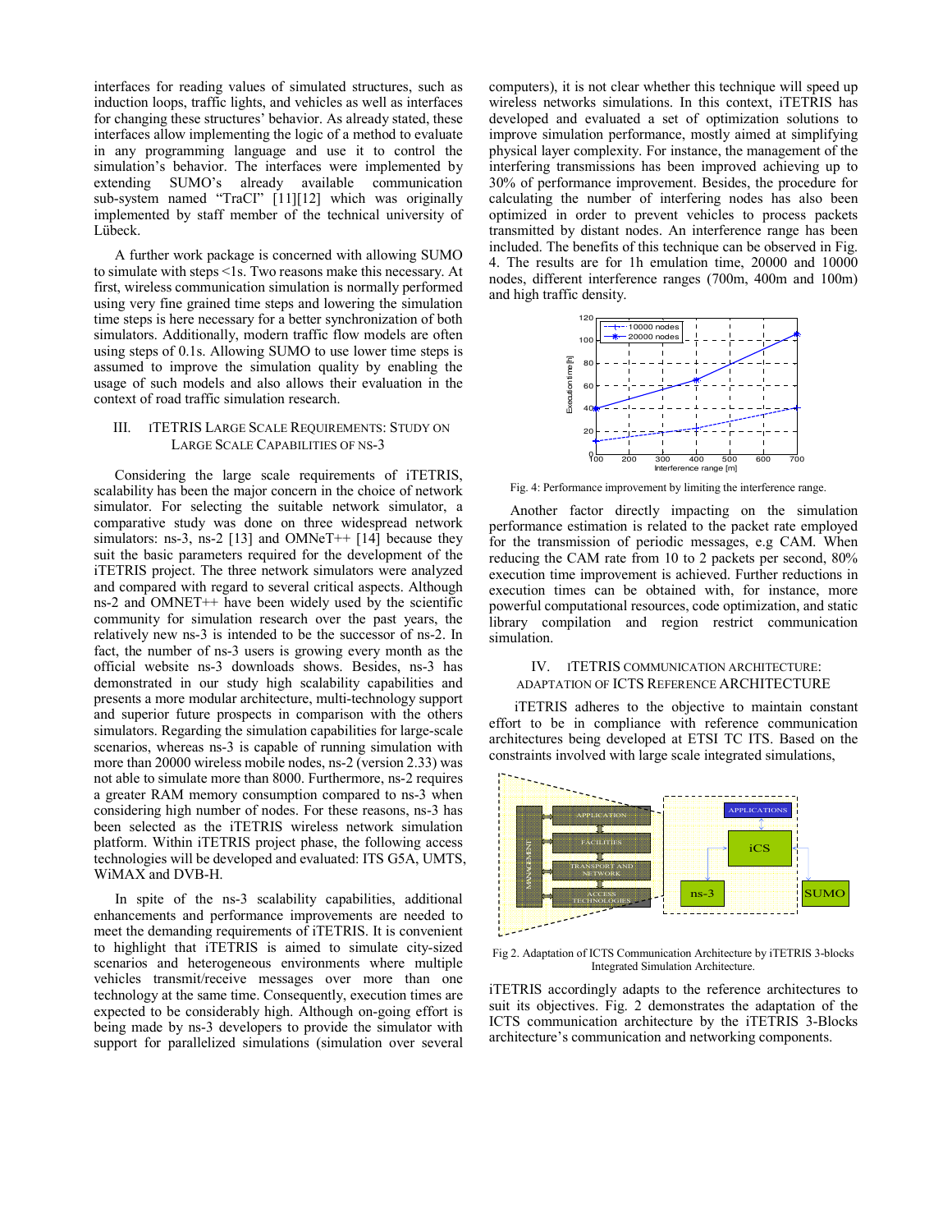interfaces for reading values of simulated structures, such as induction loops, traffic lights, and vehicles as well as interfaces for changing these structures' behavior. As already stated, these interfaces allow implementing the logic of a method to evaluate in any programming language and use it to control the simulation's behavior. The interfaces were implemented by extending SUMO's already available communication sub-system named "TraCI" [11][12] which was originally implemented by staff member of the technical university of Lübeck.

A further work package is concerned with allowing SUMO to simulate with steps <1s. Two reasons make this necessary. At first, wireless communication simulation is normally performed using very fine grained time steps and lowering the simulation time steps is here necessary for a better synchronization of both simulators. Additionally, modern traffic flow models are often using steps of 0.1s. Allowing SUMO to use lower time steps is assumed to improve the simulation quality by enabling the usage of such models and also allows their evaluation in the context of road traffic simulation research.

## III. iTETRIS Large Scale Requirements: Study on Large Scale Capabilities of ns-3

Considering the large scale requirements of iTETRIS, scalability has been the major concern in the choice of network simulator. For selecting the suitable network simulator, a comparative study was done on three widespread network simulators: ns-3, ns-2 [13] and OMNeT++ [14] because they suit the basic parameters required for the development of the iTETRIS project. The three network simulators were analyzed and compared with regard to several critical aspects. Although ns-2 and OMNET++ have been widely used by the scientific community for simulation research over the past years, the relatively new ns-3 is intended to be the successor of ns-2. In fact, the number of ns-3 users is growing every month as the official website ns-3 downloads shows. Besides, ns-3 has demonstrated in our study high scalability capabilities and presents a more modular architecture, multi-technology support and superior future prospects in comparison with the others simulators. Regarding the simulation capabilities for large-scale scenarios, whereas ns-3 is capable of running simulation with more than 20000 wireless mobile nodes, ns-2 (version 2.33) was not able to simulate more than 8000. Furthermore, ns-2 requires a greater RAM memory consumption compared to ns-3 when considering high number of nodes. For these reasons, ns-3 has been selected as the iTETRIS wireless network simulation platform. Within iTETRIS project phase, the following access technologies will be developed and evaluated: ITS G5A, UMTS, WiMAX and DVB-H.

In spite of the ns-3 scalability capabilities, additional enhancements and performance improvements are needed to meet the demanding requirements of iTETRIS. It is convenient to highlight that iTETRIS is aimed to simulate city-sized scenarios and heterogeneous environments where multiple vehicles transmit/receive messages over more than one technology at the same time. Consequently, execution times are expected to be considerably high. Although on-going effort is being made by ns-3 developers to provide the simulator with support for parallelized simulations (simulation over several computers), it is not clear whether this technique will speed up wireless networks simulations. In this context, iTETRIS has developed and evaluated a set of optimization solutions to improve simulation performance, mostly aimed at simplifying physical layer complexity. For instance, the management of the interfering transmissions has been improved achieving up to 30% of performance improvement. Besides, the procedure for calculating the number of interfering nodes has also been optimized in order to prevent vehicles to process packets transmitted by distant nodes. An interference range has been included. The benefits of this technique can be observed in Fig. 4. The results are for 1h emulation time, 20000 and 10000 nodes, different interference ranges (700m, 400m and 100m) and high traffic density.

Fig. 4: Performance improvement by limiting the interference range.

Another factor directly impacting on the simulation performance estimation is related to the packet rate employed for the transmission of periodic messages, e.g CAM. When reducing the CAM rate from 10 to 2 packets per second, 80% execution time improvement is achieved. Further reductions in execution times can be obtained with, for instance, more powerful computational resources, code optimization, and static library compilation and region restrict communication simulation.

## IV. iTETRIS Communication Architecture: Adaptation of ICTS Reference Architecture

iTETRIS adheres to the objective to maintain constant effort to be in compliance with reference communication architectures being developed at ETSI TC ITS. Based on the constraints involved with large scale integrated simulations, iTETRIS accordingly adapts to the reference architectures to suit its objectives. Fig. 2 demonstrates the adaptation of the ICTS communication architecture by the iTETRIS 3-Blocks architecture's communication and networking components.

Fig 2. Adaptation of ICTS Communication Architecture by iTETRIS 3-blocks Integrated Simulation Architecture.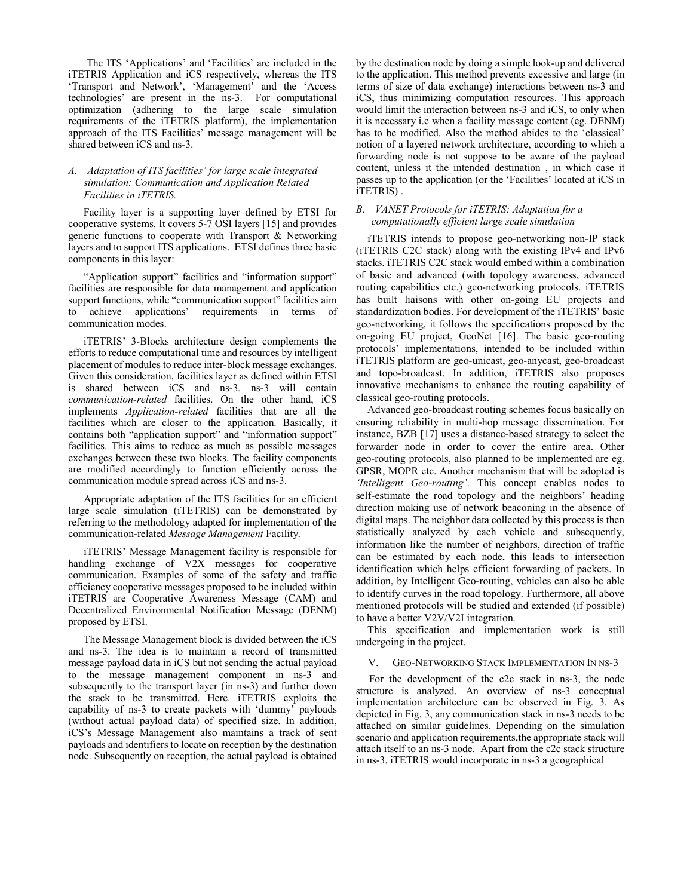The ITS 'Applications' and 'Facilities' are included in the iTETRIS Application and iCS respectively, whereas the ITS 'Transport and Network', 'Management' and the 'Access technologies' are present in the ns-3. For computational optimization (adhering to the large scale simulation requirements of the iTETRIS platform), the implementation approach of the ITS Facilities' message management will be shared between iCS and ns-3.

### A. *Adaptation of ITS facilities' for large scale integrated simulation: Communication and Application Related Facilities in iTETRIS.*

Facility layer is a supporting layer defined by ETSI for cooperative systems. It covers 5-7 OSI layers [15] and provides generic functions to cooperate with Transport & Networking layers and to support ITS applications. ETSI defines three basic components in this layer:

"Application support" facilities and "information support" facilities are responsible for data management and application support functions, while "communication support" facilities aim to achieve applications' requirements in terms of communication modes.

iTETRIS' 3-Blocks architecture design complements the efforts to reduce computational time and resources by intelligent placement of modules to reduce inter-block message exchanges. Given this consideration, facilities layer as defined within ETSI is shared between iCS and ns-3. ns-3 will contain *communication-related* facilities. On the other hand, iCS implements *Application-related* facilities that are all the facilities which are closer to the application. Basically, it contains both "application support" and "information support" facilities. This aims to reduce as much as possible messages exchanges between these two blocks. The facility components are modified accordingly to function efficiently across the communication module spread across iCS and ns-3.

Appropriate adaptation of the ITS facilities for an efficient large scale simulation (iTETRIS) can be demonstrated by referring to the methodology adapted for implementation of the communication-related *Message Management* Facility.

iTETRIS' Message Management facility is responsible for handling exchange of V2X messages for cooperative communication. Examples of some of the safety and traffic efficiency cooperative messages proposed to be included within iTETRIS are Cooperative Awareness Message (CAM) and Decentralized Environmental Notification Message (DENM) proposed by ETSI.

The Message Management block is divided between the iCS and ns-3. The idea is to maintain a record of transmitted message payload data in iCS but not sending the actual payload to the message management component in ns-3 and subsequently to the transport layer (in ns-3) and further down the stack to be transmitted. Here. iTETRIS exploits the capability of ns-3 to create packets with 'dummy' payloads (without actual payload data) of specified size. In addition, iCS's Message Management also maintains a track of sent payloads and identifiers to locate on reception by the destination node. Subsequently on reception, the actual payload is obtained by the destination node by doing a simple look-up and delivered to the application. This method prevents excessive and large (in terms of size of data exchange) interactions between ns-3 and iCS, thus minimizing computation resources. This approach would limit the interaction between ns-3 and iCS, to only when it is necessary i.e when a facility message content (eg. DENM) has to be modified. Also the method abides to the 'classical' notion of a layered network architecture, according to which a forwarding node is not suppose to be aware of the payload content, unless it the intended destination , in which case it passes up to the application (or the 'Facilities' located at iCS in iTETRIS) .

### B. *VANET Protocols for iTETRIS: Adaptation for a computationally efficient large scale simulation*

iTETRIS intends to propose geo-networking non-IP stack (iTETRIS C2C stack) along with the existing IPv4 and IPv6 stacks. iTETRIS C2C stack would embed within a combination of basic and advanced (with topology awareness, advanced routing capabilities etc.) geo-networking protocols. iTETRIS has built liaisons with other on-going EU projects and standardization bodies. For development of the iTETRIS' basic geo-networking, it follows the specifications proposed by the on-going EU project, GeoNet [16]. The basic geo-routing protocols' implementations, intended to be included within iTETRIS platform are geo-unicast, geo-anycast, geo-broadcast and topo-broadcast. In addition, iTETRIS also proposes innovative mechanisms to enhance the routing capability of classical geo-routing protocols.

Advanced geo-broadcast routing schemes focus basically on ensuring reliability in multi-hop message dissemination. For instance, BZB [17] uses a distance-based strategy to select the forwarder node in order to cover the entire area. Other geo-routing protocols, also planned to be implemented are eg. GPSR, MOPR etc. Another mechanism that will be adopted is *'Intelligent Geo-routing'*. This concept enables nodes to self-estimate the road topology and the neighbors' heading direction making use of network beaconing in the absence of digital maps. The neighbor data collected by this process is then statistically analyzed by each vehicle and subsequently, information like the number of neighbors, direction of traffic can be estimated by each node, this leads to intersection identification which helps efficient forwarding of packets. In addition, by Intelligent Geo-routing, vehicles can also be able to identify curves in the road topology. Furthermore, all above mentioned protocols will be studied and extended (if possible) to have a better V2V/V2I integration.

This specification and implementation work is still undergoing in the project.

## V. GEO-NETWORKING STACK IMPLEMENTATION IN NS-3

For the development of the c2c stack in ns-3, the node structure is analyzed. An overview of ns-3 conceptual implementation architecture can be observed in Fig. 3. As depicted in Fig. 3, any communication stack in ns-3 needs to be attached on similar guidelines. Depending on the simulation scenario and application requirements,the appropriate stack will attach itself to an ns-3 node. Apart from the c2c stack structure in ns-3, iTETRIS would incorporate in ns-3 a geographical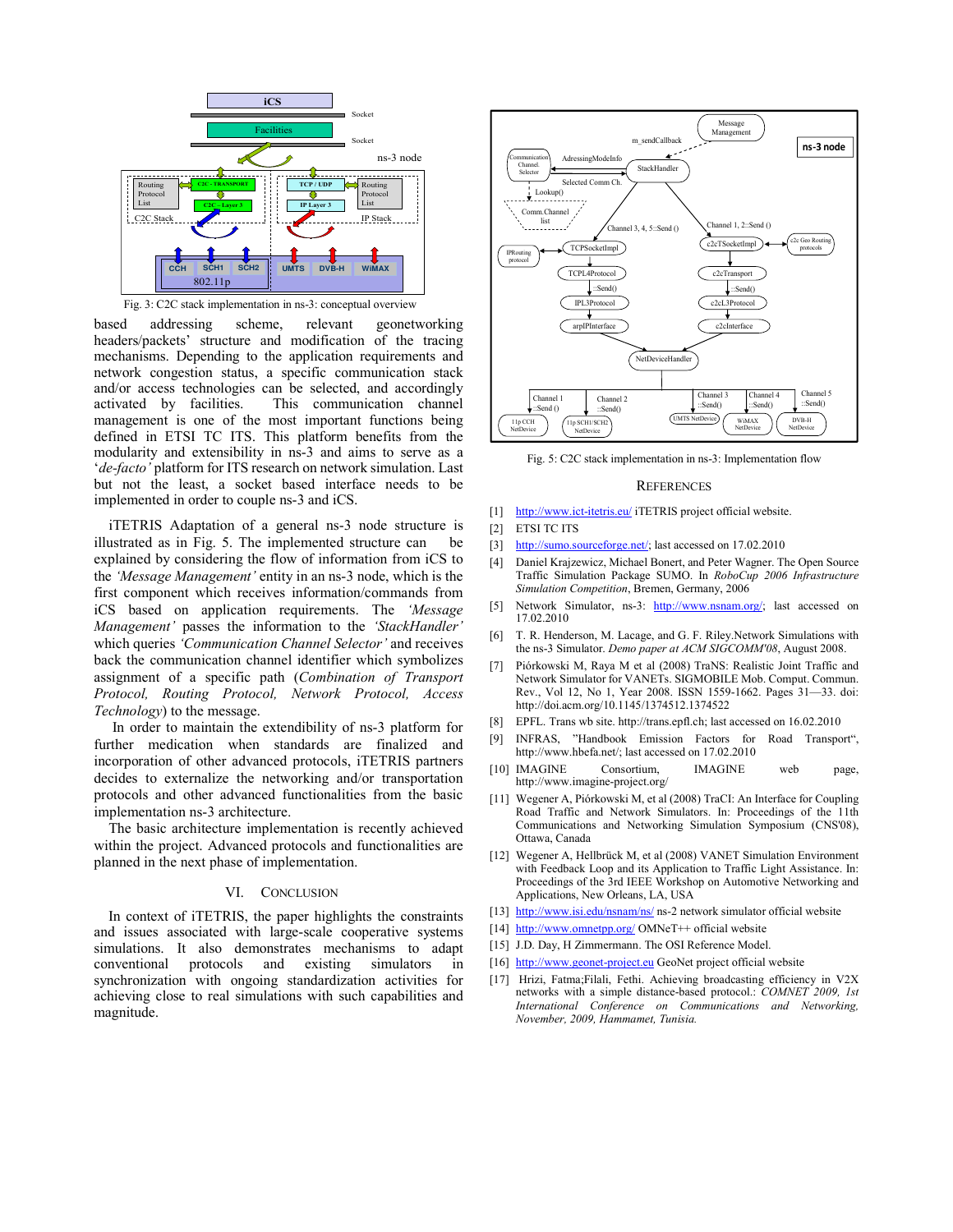Fig. 3: C2C stack implementation in ns-3: conceptual overview

based addressing scheme, relevant geonetworking headers/packets' structure and modification of the tracing mechanisms. Depending to the application requirements and network congestion status, a specific communication stack and/or access technologies can be selected, and accordingly activated by facilities. This communication channel management is one of the most important functions being defined in ETSI TC ITS. This platform benefits from the modularity and extensibility in ns-3 and aims to serve as a '*de-facto'* platform for ITS research on network simulation. Last but not the least, a socket based interface needs to be implemented in order to couple ns-3 and iCS.

iTETRIS Adaptation of a general ns-3 node structure is illustrated as in Fig. 5. The implemented structure can be explained by considering the flow of information from iCS to the *'Message Management'* entity in an ns-3 node, which is the first component which receives information/commands from iCS based on application requirements. The *'Message Management'* passes the information to the *'StackHandler'* which queries *'Communication Channel Selector'* and receives back the communication channel identifier which symbolizes assignment of a specific path (*Combination of Transport Protocol, Routing Protocol, Network Protocol, Access Technology*) to the message.

In order to maintain the extendibility of ns-3 platform for further medication when standards are finalized and incorporation of other advanced protocols, iTETRIS partners decides to externalize the networking and/or transportation protocols and other advanced functionalities from the basic implementation ns-3 architecture.

The basic architecture implementation is recently achieved within the project. Advanced protocols and functionalities are planned in the next phase of implementation.

## VI. Conclusion

In context of iTETRIS, the paper highlights the constraints and issues associated with large-scale cooperative systems simulations. It also demonstrates mechanisms to adapt conventional protocols and existing simulators in synchronization with ongoing standardization activities for achieving close to real simulations with such capabilities and magnitude.

Fig. 5: C2C stack implementation in ns-3: Implementation flow

## References

[1] http://www.ict-itetris.eu/ iTETRIS project official website.

[2] ETSI TC ITS

[3] http://sumo.sourceforge.net/; last accessed on 17.02.2010

[4] Daniel Krajzewicz, Michael Bonert, and Peter Wagner. The Open Source Traffic Simulation Package SUMO. In *RoboCup 2006 Infrastructure Simulation Competition*, Bremen, Germany, 2006

[5] Network Simulator, ns-3: http://www.nsnam.org/; last accessed on 17.02.2010

[6] T. R. Henderson, M. Lacage, and G. F. Riley.Network Simulations with the ns-3 Simulator. *Demo paper at ACM SIGCOMM'08*, August 2008.

[7] Piórkowski M, Raya M et al (2008) TraNS: Realistic Joint Traffic and Network Simulator for VANETs. SIGMOBILE Mob. Comput. Commun. Rev., Vol 12, No 1, Year 2008. ISSN 1559-1662. Pages 31—33. doi: http://doi.acm.org/10.1145/1374512.1374522

[8] EPFL. Trans wb site. http://trans.epfl.ch; last accessed on 16.02.2010

[9] INFRAS, "Handbook Emission Factors for Road Transport", http://www.hbefa.net/; last accessed on 17.02.2010

[10] IMAGINE Consortium, IMAGINE web page, http://www.imagine-project.org/

[11] Wegener A, Piórkowski M, et al (2008) TraCI: An Interface for Coupling Road Traffic and Network Simulators. In: Proceedings of the 11th Communications and Networking Simulation Symposium (CNS'08), Ottawa, Canada

[12] Wegener A, Hellbrück M, et al (2008) VANET Simulation Environment with Feedback Loop and its Application to Traffic Light Assistance. In: Proceedings of the 3rd IEEE Workshop on Automotive Networking and Applications, New Orleans, LA, USA

[13] http://www.isi.edu/nsnam/ns/ ns-2 network simulator official website

[14] http://www.omnetpp.org/ OMNeT++ official website

[15] J.D. Day, H Zimmermann. The OSI Reference Model.

[16] http://www.geonet-project.eu GeoNet project official website

[17] Hrizi, Fatma;Filali, Fethi. Achieving broadcasting efficiency in V2X networks with a simple distance-based protocol.: *COMNET 2009, 1st International Conference on Communications and Networking, November, 2009, Hammamet, Tunisia.*